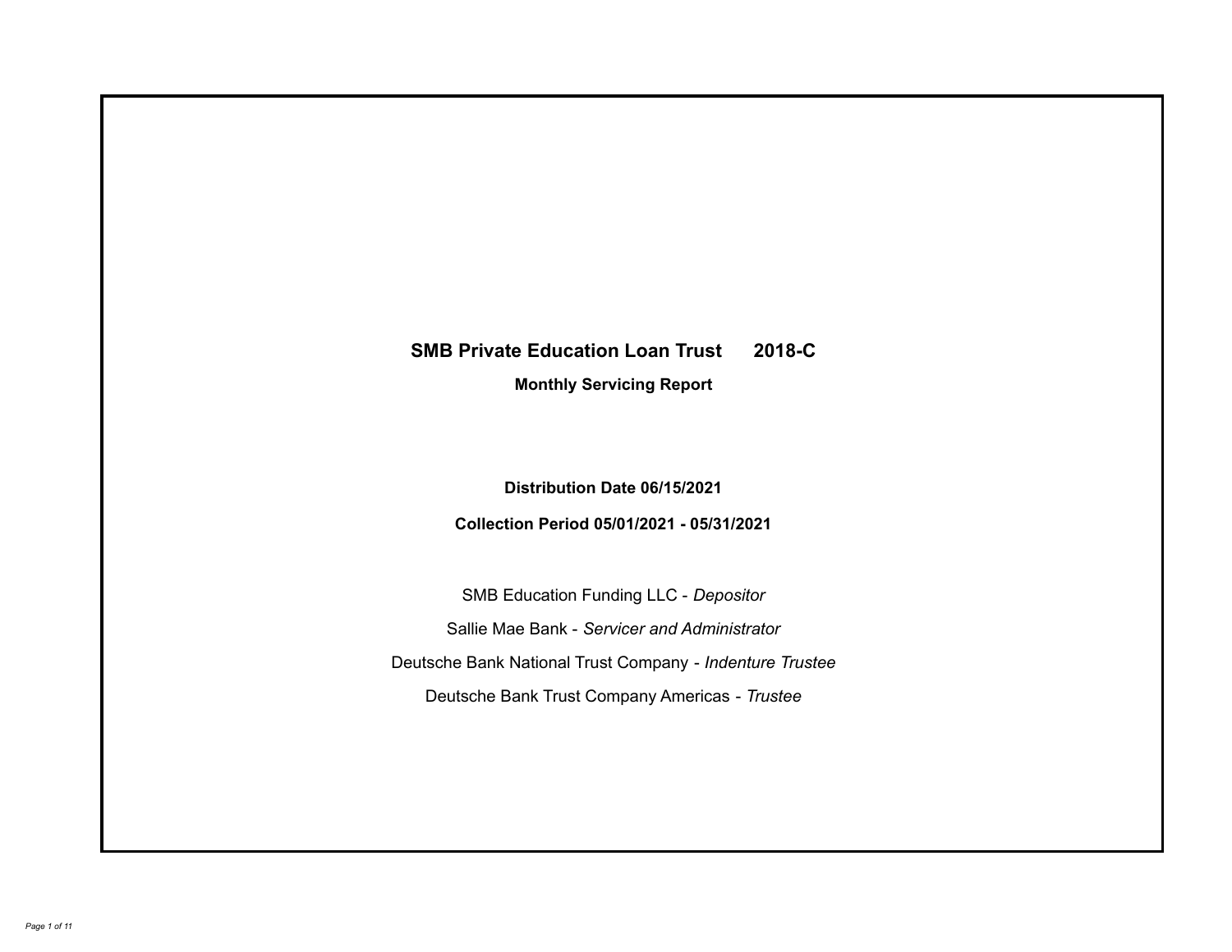# SMB Private Education Loan Trust 2018-C

## Monthly Servicing Report

**Distribution Date 06/15/2021**

**Collection Period 05/01/2021 - 05/31/2021**

SMB Education Funding LLC - *Depositor*

Sallie Mae Bank - *Servicer and Administrator*

Deutsche Bank National Trust Company - *Indenture Trustee*

Deutsche Bank Trust Company Americas - *Trustee*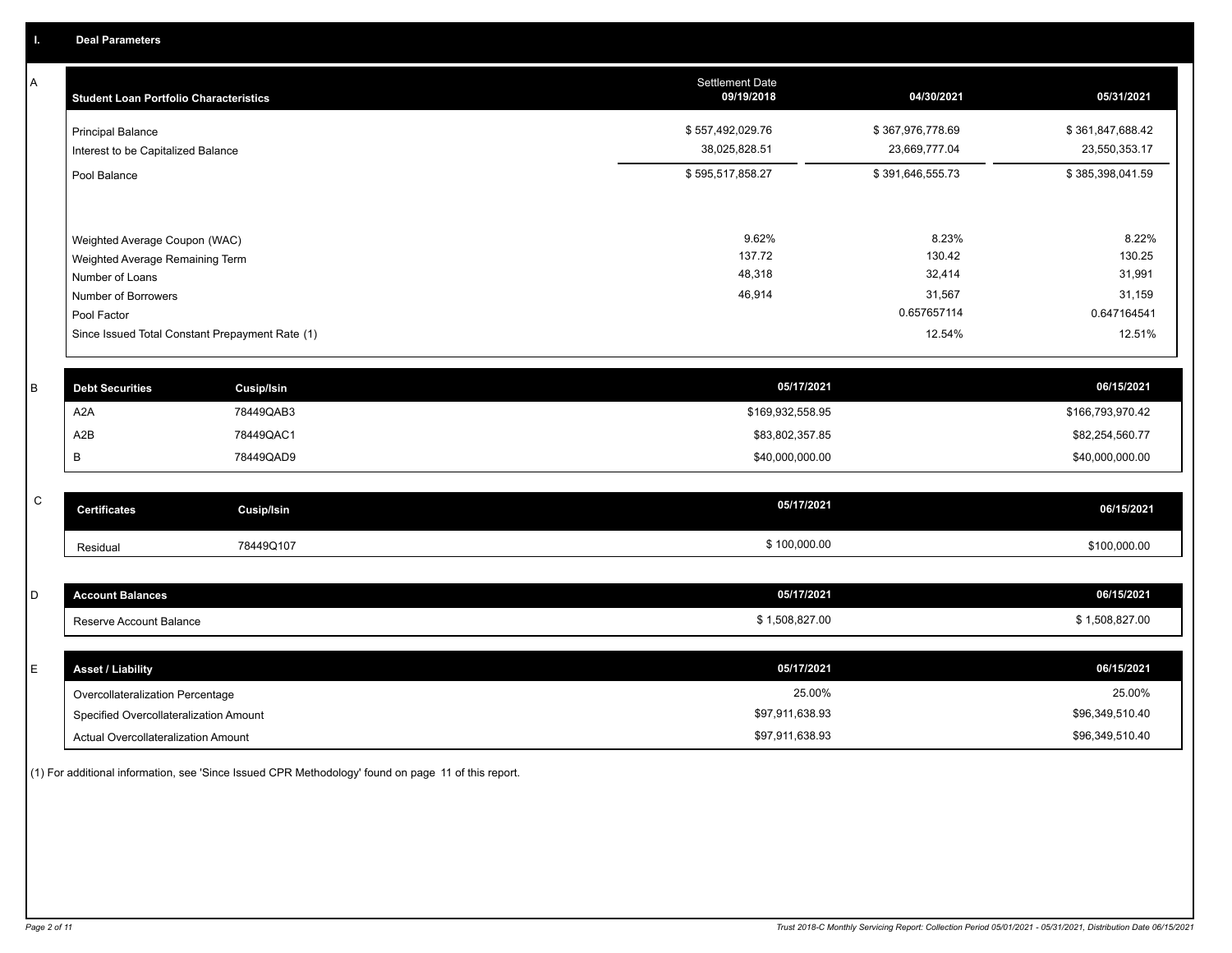## I. Deal Parameters

### A

| Student Loan Portfolio Characteristics | Settlement Date 09/19/2018 | 04/30/2021 | 05/31/2021 |
|---|---|---|---|
| Principal Balance | $ 557,492,029.76 | $ 367,976,778.69 | $ 361,847,688.42 |
| Interest to be Capitalized Balance | 38,025,828.51 | 23,669,777.04 | 23,550,353.17 |
| Pool Balance | $ 595,517,858.27 | $ 391,646,555.73 | $ 385,398,041.59 |
| Weighted Average Coupon (WAC) | 9.62% | 8.23% | 8.22% |
| Weighted Average Remaining Term | 137.72 | 130.42 | 130.25 |
| Number of Loans | 48,318 | 32,414 | 31,991 |
| Number of Borrowers | 46,914 | 31,567 | 31,159 |
| Pool Factor | | 0.657657114 | 0.647164541 |
| Since Issued Total Constant Prepayment Rate (1) | | 12.54% | 12.51% |

### B

| Debt Securities | Cusip/Isin | 05/17/2021 | 06/15/2021 |
|---|---|---|---|
| A2A | 78449QAB3 | $169,932,558.95 | $166,793,970.42 |
| A2B | 78449QAC1 | $83,802,357.85 | $82,254,560.77 |
| B | 78449QAD9 | $40,000,000.00 | $40,000,000.00 |

### C

| Certificates | Cusip/Isin | 05/17/2021 | 06/15/2021 |
|---|---|---|---|
| Residual | 78449Q107 | $ 100,000.00 | $100,000.00 |

### D

| Account Balances | 05/17/2021 | 06/15/2021 |
|---|---|---|
| Reserve Account Balance | $ 1,508,827.00 | $ 1,508,827.00 |

### E

| Asset / Liability | 05/17/2021 | 06/15/2021 |
|---|---|---|
| Overcollateralization Percentage | 25.00% | 25.00% |
| Specified Overcollateralization Amount | $97,911,638.93 | $96,349,510.40 |
| Actual Overcollateralization Amount | $97,911,638.93 | $96,349,510.40 |

(1) For additional information, see 'Since Issued CPR Methodology' found on page 11 of this report.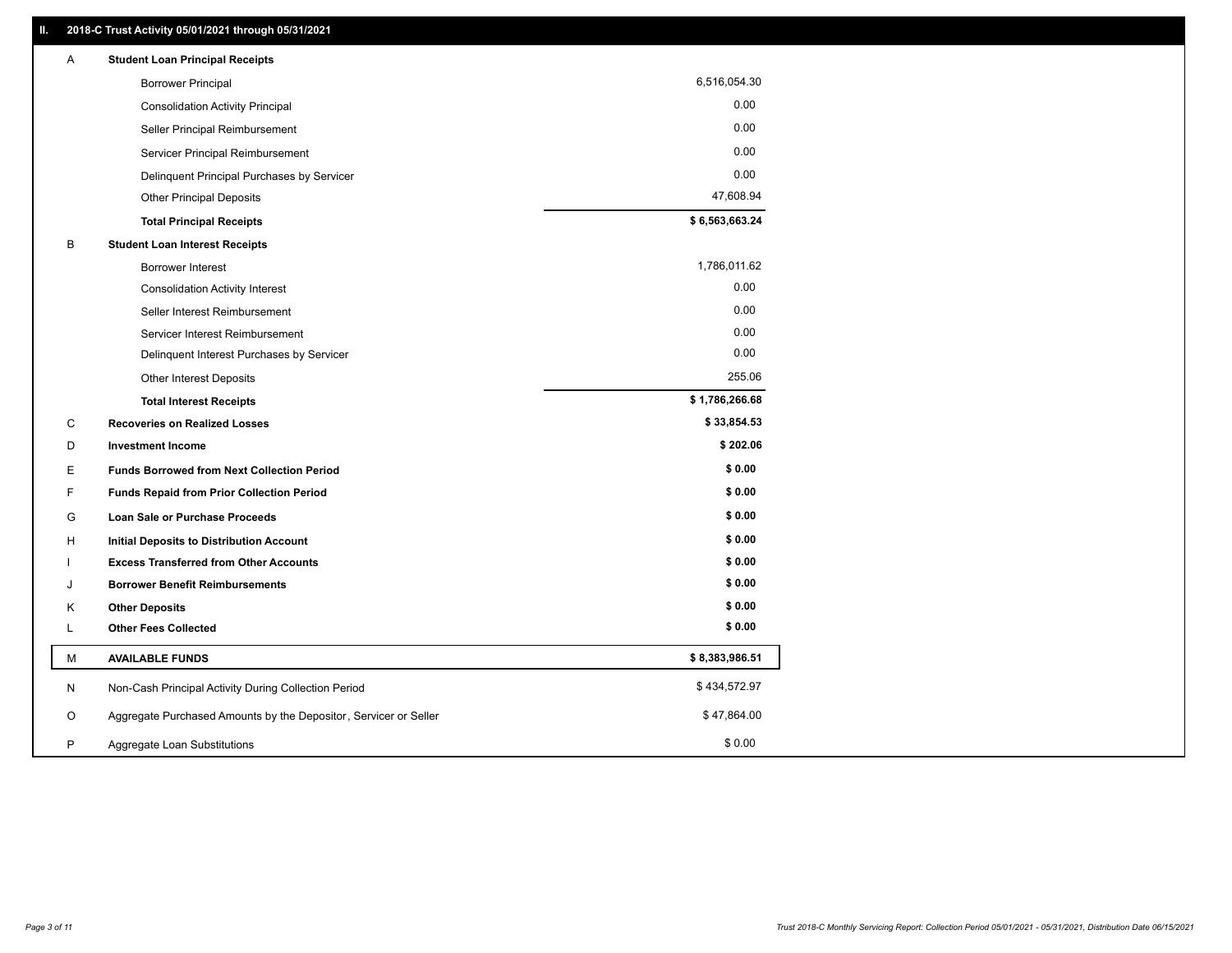## II. 2018-C Trust Activity 05/01/2021 through 05/31/2021

| | | |
|---|---|---|
| A | **Student Loan Principal Receipts** | |
| | Borrower Principal | 6,516,054.30 |
| | Consolidation Activity Principal | 0.00 |
| | Seller Principal Reimbursement | 0.00 |
| | Servicer Principal Reimbursement | 0.00 |
| | Delinquent Principal Purchases by Servicer | 0.00 |
| | Other Principal Deposits | 47,608.94 |
| | **Total Principal Receipts** | **$ 6,563,663.24** |
| B | **Student Loan Interest Receipts** | |
| | Borrower Interest | 1,786,011.62 |
| | Consolidation Activity Interest | 0.00 |
| | Seller Interest Reimbursement | 0.00 |
| | Servicer Interest Reimbursement | 0.00 |
| | Delinquent Interest Purchases by Servicer | 0.00 |
| | Other Interest Deposits | 255.06 |
| | **Total Interest Receipts** | **$ 1,786,266.68** |
| C | **Recoveries on Realized Losses** | **$ 33,854.53** |
| D | **Investment Income** | **$ 202.06** |
| E | **Funds Borrowed from Next Collection Period** | **$ 0.00** |
| F | **Funds Repaid from Prior Collection Period** | **$ 0.00** |
| G | **Loan Sale or Purchase Proceeds** | **$ 0.00** |
| H | **Initial Deposits to Distribution Account** | **$ 0.00** |
| I | **Excess Transferred from Other Accounts** | **$ 0.00** |
| J | **Borrower Benefit Reimbursements** | **$ 0.00** |
| K | **Other Deposits** | **$ 0.00** |
| L | **Other Fees Collected** | **$ 0.00** |
| M | **AVAILABLE FUNDS** | **$ 8,383,986.51** |
| N | Non-Cash Principal Activity During Collection Period | $ 434,572.97 |
| O | Aggregate Purchased Amounts by the Depositor, Servicer or Seller | $ 47,864.00 |
| P | Aggregate Loan Substitutions | $ 0.00 |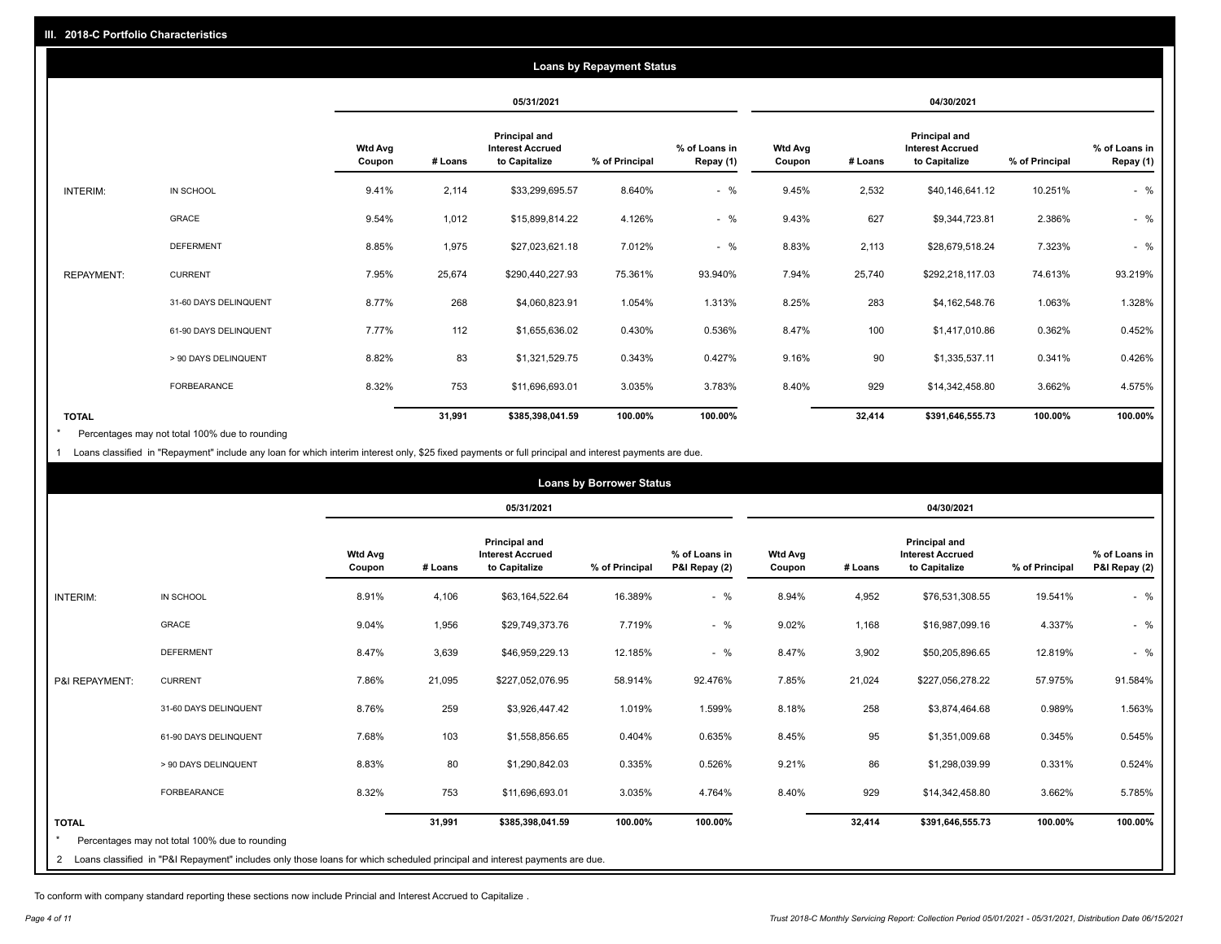## III. 2018-C Portfolio Characteristics

### Loans by Repayment Status

| | | 05/31/2021 | | | | | 04/30/2021 | | | | |
|---|---|---|---|---|---|---|---|---|---|---|---|
| | | Wtd Avg Coupon | # Loans | Principal and Interest Accrued to Capitalize | % of Principal | % of Loans in Repay (1) | Wtd Avg Coupon | # Loans | Principal and Interest Accrued to Capitalize | % of Principal | % of Loans in Repay (1) |
| INTERIM: | IN SCHOOL | 9.41% | 2,114 | $33,299,695.57 | 8.640% | - % | 9.45% | 2,532 | $40,146,641.12 | 10.251% | - % |
| | GRACE | 9.54% | 1,012 | $15,899,814.22 | 4.126% | - % | 9.43% | 627 | $9,344,723.81 | 2.386% | - % |
| | DEFERMENT | 8.85% | 1,975 | $27,023,621.18 | 7.012% | - % | 8.83% | 2,113 | $28,679,518.24 | 7.323% | - % |
| REPAYMENT: | CURRENT | 7.95% | 25,674 | $290,440,227.93 | 75.361% | 93.940% | 7.94% | 25,740 | $292,218,117.03 | 74.613% | 93.219% |
| | 31-60 DAYS DELINQUENT | 8.77% | 268 | $4,060,823.91 | 1.054% | 1.313% | 8.25% | 283 | $4,162,548.76 | 1.063% | 1.328% |
| | 61-90 DAYS DELINQUENT | 7.77% | 112 | $1,655,636.02 | 0.430% | 0.536% | 8.47% | 100 | $1,417,010.86 | 0.362% | 0.452% |
| | > 90 DAYS DELINQUENT | 8.82% | 83 | $1,321,529.75 | 0.343% | 0.427% | 9.16% | 90 | $1,335,537.11 | 0.341% | 0.426% |
| | FORBEARANCE | 8.32% | 753 | $11,696,693.01 | 3.035% | 3.783% | 8.40% | 929 | $14,342,458.80 | 3.662% | 4.575% |
| **TOTAL** | | | **31,991** | **$385,398,041.59** | **100.00%** | **100.00%** | | **32,414** | **$391,646,555.73** | **100.00%** | **100.00%** |

\* Percentages may not total 100% due to rounding

1 Loans classified in "Repayment" include any loan for which interim interest only, $25 fixed payments or full principal and interest payments are due.

### Loans by Borrower Status

| | | 05/31/2021 | | | | | 04/30/2021 | | | | |
|---|---|---|---|---|---|---|---|---|---|---|---|
| | | Wtd Avg Coupon | # Loans | Principal and Interest Accrued to Capitalize | % of Principal | % of Loans in P&I Repay (2) | Wtd Avg Coupon | # Loans | Principal and Interest Accrued to Capitalize | % of Principal | % of Loans in P&I Repay (2) |
| INTERIM: | IN SCHOOL | 8.91% | 4,106 | $63,164,522.64 | 16.389% | - % | 8.94% | 4,952 | $76,531,308.55 | 19.541% | - % |
| | GRACE | 9.04% | 1,956 | $29,749,373.76 | 7.719% | - % | 9.02% | 1,168 | $16,987,099.16 | 4.337% | - % |
| | DEFERMENT | 8.47% | 3,639 | $46,959,229.13 | 12.185% | - % | 8.47% | 3,902 | $50,205,896.65 | 12.819% | - % |
| P&I REPAYMENT: | CURRENT | 7.86% | 21,095 | $227,052,076.95 | 58.914% | 92.476% | 7.85% | 21,024 | $227,056,278.22 | 57.975% | 91.584% |
| | 31-60 DAYS DELINQUENT | 8.76% | 259 | $3,926,447.42 | 1.019% | 1.599% | 8.18% | 258 | $3,874,464.68 | 0.989% | 1.563% |
| | 61-90 DAYS DELINQUENT | 7.68% | 103 | $1,558,856.65 | 0.404% | 0.635% | 8.45% | 95 | $1,351,009.68 | 0.345% | 0.545% |
| | > 90 DAYS DELINQUENT | 8.83% | 80 | $1,290,842.03 | 0.335% | 0.526% | 9.21% | 86 | $1,298,039.99 | 0.331% | 0.524% |
| | FORBEARANCE | 8.32% | 753 | $11,696,693.01 | 3.035% | 4.764% | 8.40% | 929 | $14,342,458.80 | 3.662% | 5.785% |
| **TOTAL** | | | **31,991** | **$385,398,041.59** | **100.00%** | **100.00%** | | **32,414** | **$391,646,555.73** | **100.00%** | **100.00%** |

\* Percentages may not total 100% due to rounding

2 Loans classified in "P&I Repayment" includes only those loans for which scheduled principal and interest payments are due.

To conform with company standard reporting these sections now include Princial and Interest Accrued to Capitalize .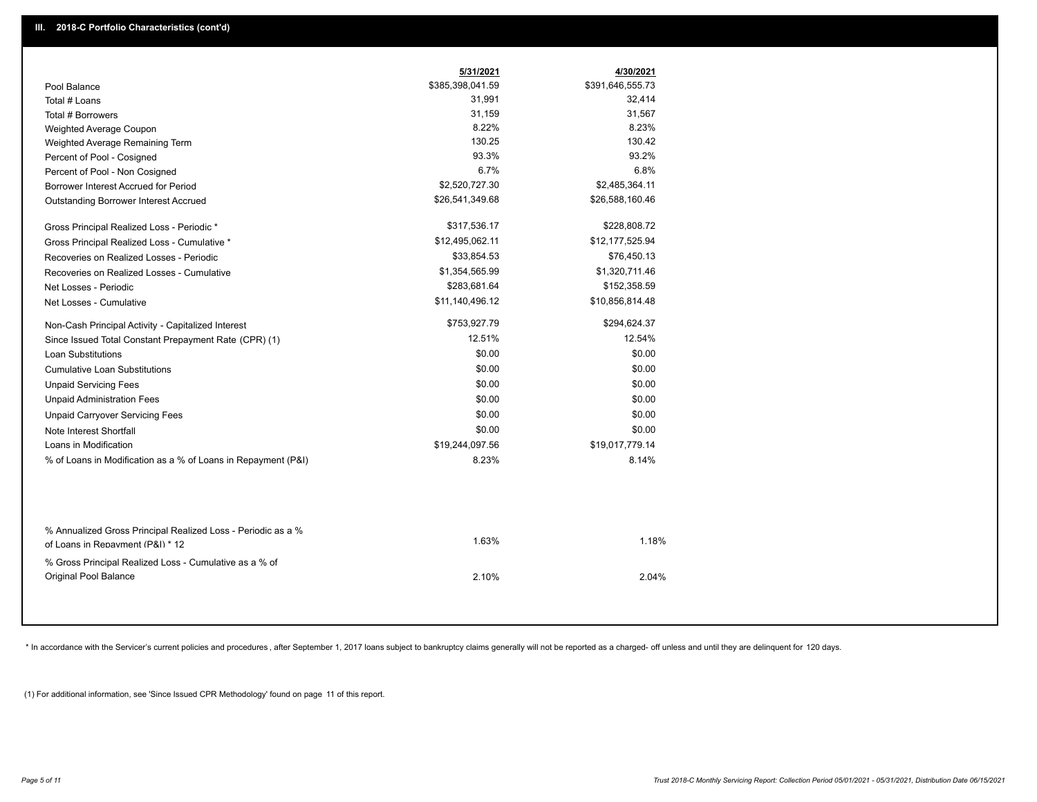## III. 2018-C Portfolio Characteristics (cont'd)

| | 5/31/2021 | 4/30/2021 |
|---|---|---|
| Pool Balance | $385,398,041.59 | $391,646,555.73 |
| Total # Loans | 31,991 | 32,414 |
| Total # Borrowers | 31,159 | 31,567 |
| Weighted Average Coupon | 8.22% | 8.23% |
| Weighted Average Remaining Term | 130.25 | 130.42 |
| Percent of Pool - Cosigned | 93.3% | 93.2% |
| Percent of Pool - Non Cosigned | 6.7% | 6.8% |
| Borrower Interest Accrued for Period | $2,520,727.30 | $2,485,364.11 |
| Outstanding Borrower Interest Accrued | $26,541,349.68 | $26,588,160.46 |
| Gross Principal Realized Loss - Periodic * | $317,536.17 | $228,808.72 |
| Gross Principal Realized Loss - Cumulative * | $12,495,062.11 | $12,177,525.94 |
| Recoveries on Realized Losses - Periodic | $33,854.53 | $76,450.13 |
| Recoveries on Realized Losses - Cumulative | $1,354,565.99 | $1,320,711.46 |
| Net Losses - Periodic | $283,681.64 | $152,358.59 |
| Net Losses - Cumulative | $11,140,496.12 | $10,856,814.48 |
| Non-Cash Principal Activity - Capitalized Interest | $753,927.79 | $294,624.37 |
| Since Issued Total Constant Prepayment Rate (CPR) (1) | 12.51% | 12.54% |
| Loan Substitutions | $0.00 | $0.00 |
| Cumulative Loan Substitutions | $0.00 | $0.00 |
| Unpaid Servicing Fees | $0.00 | $0.00 |
| Unpaid Administration Fees | $0.00 | $0.00 |
| Unpaid Carryover Servicing Fees | $0.00 | $0.00 |
| Note Interest Shortfall | $0.00 | $0.00 |
| Loans in Modification | $19,244,097.56 | $19,017,779.14 |
| % of Loans in Modification as a % of Loans in Repayment (P&I) | 8.23% | 8.14% |
| % Annualized Gross Principal Realized Loss - Periodic as a % of Loans in Repayment (P&I) * 12 | 1.63% | 1.18% |
| % Gross Principal Realized Loss - Cumulative as a % of Original Pool Balance | 2.10% | 2.04% |

* In accordance with the Servicer's current policies and procedures , after September 1, 2017 loans subject to bankruptcy claims generally will not be reported as a charged- off unless and until they are delinquent for 120 days.

(1) For additional information, see 'Since Issued CPR Methodology' found on page 11 of this report.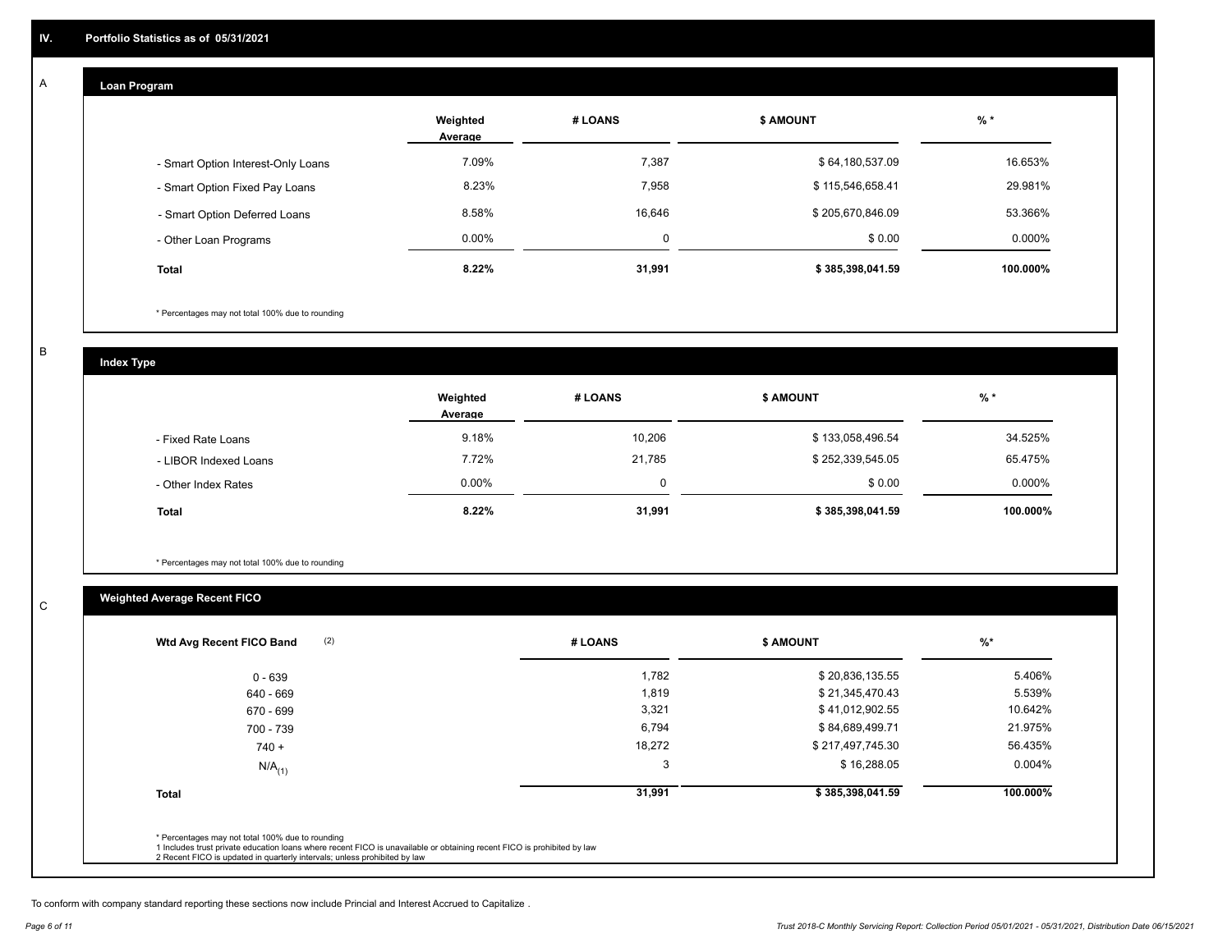## IV. Portfolio Statistics as of 05/31/2021

### A. Loan Program

| | Weighted Average | # LOANS | $ AMOUNT | % * |
|---|---|---|---|---|
| - Smart Option Interest-Only Loans | 7.09% | 7,387 | $ 64,180,537.09 | 16.653% |
| - Smart Option Fixed Pay Loans | 8.23% | 7,958 | $ 115,546,658.41 | 29.981% |
| - Smart Option Deferred Loans | 8.58% | 16,646 | $ 205,670,846.09 | 53.366% |
| - Other Loan Programs | 0.00% | 0 | $ 0.00 | 0.000% |
| **Total** | **8.22%** | **31,991** | **$ 385,398,041.59** | **100.000%** |

\* Percentages may not total 100% due to rounding

### B. Index Type

| | Weighted Average | # LOANS | $ AMOUNT | % * |
|---|---|---|---|---|
| - Fixed Rate Loans | 9.18% | 10,206 | $ 133,058,496.54 | 34.525% |
| - LIBOR Indexed Loans | 7.72% | 21,785 | $ 252,339,545.05 | 65.475% |
| - Other Index Rates | 0.00% | 0 | $ 0.00 | 0.000% |
| **Total** | **8.22%** | **31,991** | **$ 385,398,041.59** | **100.000%** |

\* Percentages may not total 100% due to rounding

### C. Weighted Average Recent FICO

| Wtd Avg Recent FICO Band (2) | # LOANS | $ AMOUNT | %* |
|---|---|---|---|
| 0 - 639 | 1,782 | $ 20,836,135.55 | 5.406% |
| 640 - 669 | 1,819 | $ 21,345,470.43 | 5.539% |
| 670 - 699 | 3,321 | $ 41,012,902.55 | 10.642% |
| 700 - 739 | 6,794 | $ 84,689,499.71 | 21.975% |
| 740 + | 18,272 | $ 217,497,745.30 | 56.435% |
| $N/A_{(1)}$ | 3 | $ 16,288.05 | 0.004% |
| **Total** | **31,991** | **$ 385,398,041.59** | **100.000%** |

\* Percentages may not total 100% due to rounding

1 Includes trust private education loans where recent FICO is unavailable or obtaining recent FICO is prohibited by law

2 Recent FICO is updated in quarterly intervals; unless prohibited by law

To conform with company standard reporting these sections now include Princial and Interest Accrued to Capitalize .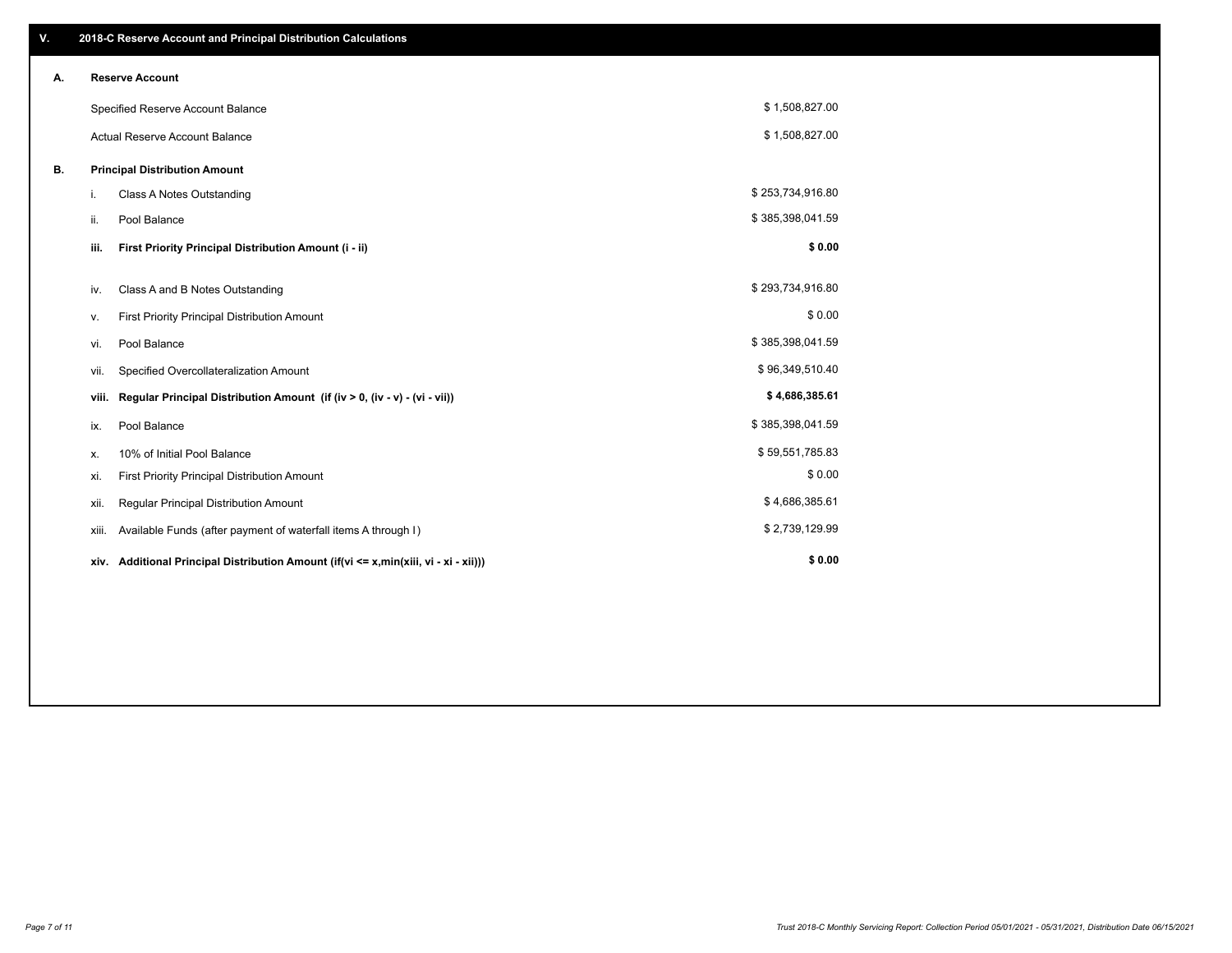## V. 2018-C Reserve Account and Principal Distribution Calculations

### A. Reserve Account

| | |
|---|---|
| Specified Reserve Account Balance | $ 1,508,827.00 |
| Actual Reserve Account Balance | $ 1,508,827.00 |

### B. Principal Distribution Amount

| | | |
|---|---|---|
| i. | Class A Notes Outstanding | $ 253,734,916.80 |
| ii. | Pool Balance | $ 385,398,041.59 |
| **iii.** | **First Priority Principal Distribution Amount (i - ii)** | **$ 0.00** |
| iv. | Class A and B Notes Outstanding | $ 293,734,916.80 |
| v. | First Priority Principal Distribution Amount | $ 0.00 |
| vi. | Pool Balance | $ 385,398,041.59 |
| vii. | Specified Overcollateralization Amount | $ 96,349,510.40 |
| **viii.** | **Regular Principal Distribution Amount (if (iv > 0, (iv - v) - (vi - vii))** | **$ 4,686,385.61** |
| ix. | Pool Balance | $ 385,398,041.59 |
| x. | 10% of Initial Pool Balance | $ 59,551,785.83 |
| xi. | First Priority Principal Distribution Amount | $ 0.00 |
| xii. | Regular Principal Distribution Amount | $ 4,686,385.61 |
| xiii. | Available Funds (after payment of waterfall items A through I) | $ 2,739,129.99 |
| **xiv.** | **Additional Principal Distribution Amount (if(vi <= x,min(xiii, vi - xi - xii)))** | **$ 0.00** |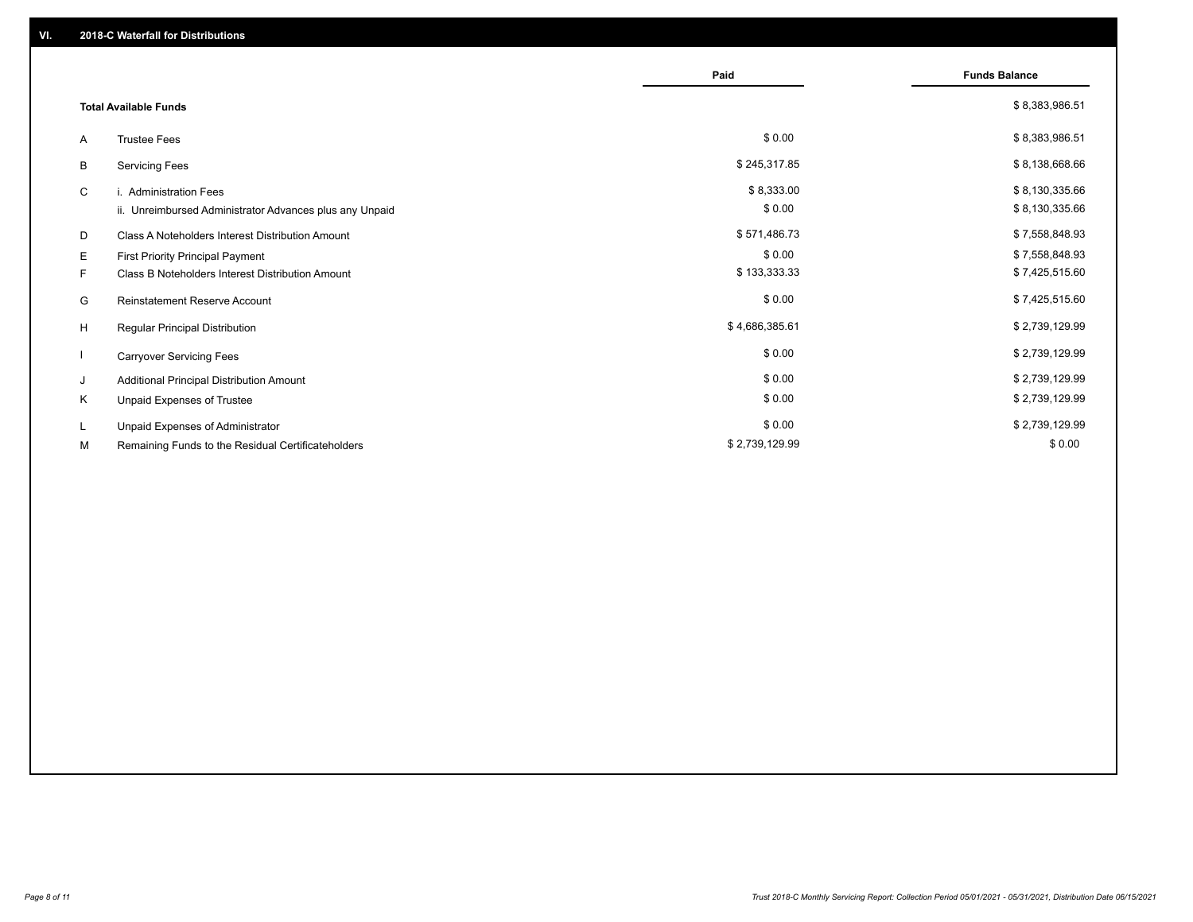## VI. 2018-C Waterfall for Distributions

| | | Paid | Funds Balance |
|---|---|---|---|
| | **Total Available Funds** | | $ 8,383,986.51 |
| A | Trustee Fees | $ 0.00 | $ 8,383,986.51 |
| B | Servicing Fees | $ 245,317.85 | $ 8,138,668.66 |
| C | i. Administration Fees | $ 8,333.00 | $ 8,130,335.66 |
| | ii. Unreimbursed Administrator Advances plus any Unpaid | $ 0.00 | $ 8,130,335.66 |
| D | Class A Noteholders Interest Distribution Amount | $ 571,486.73 | $ 7,558,848.93 |
| E | First Priority Principal Payment | $ 0.00 | $ 7,558,848.93 |
| F | Class B Noteholders Interest Distribution Amount | $ 133,333.33 | $ 7,425,515.60 |
| G | Reinstatement Reserve Account | $ 0.00 | $ 7,425,515.60 |
| H | Regular Principal Distribution | $ 4,686,385.61 | $ 2,739,129.99 |
| I | Carryover Servicing Fees | $ 0.00 | $ 2,739,129.99 |
| J | Additional Principal Distribution Amount | $ 0.00 | $ 2,739,129.99 |
| K | Unpaid Expenses of Trustee | $ 0.00 | $ 2,739,129.99 |
| L | Unpaid Expenses of Administrator | $ 0.00 | $ 2,739,129.99 |
| M | Remaining Funds to the Residual Certificateholders | $ 2,739,129.99 | $ 0.00 |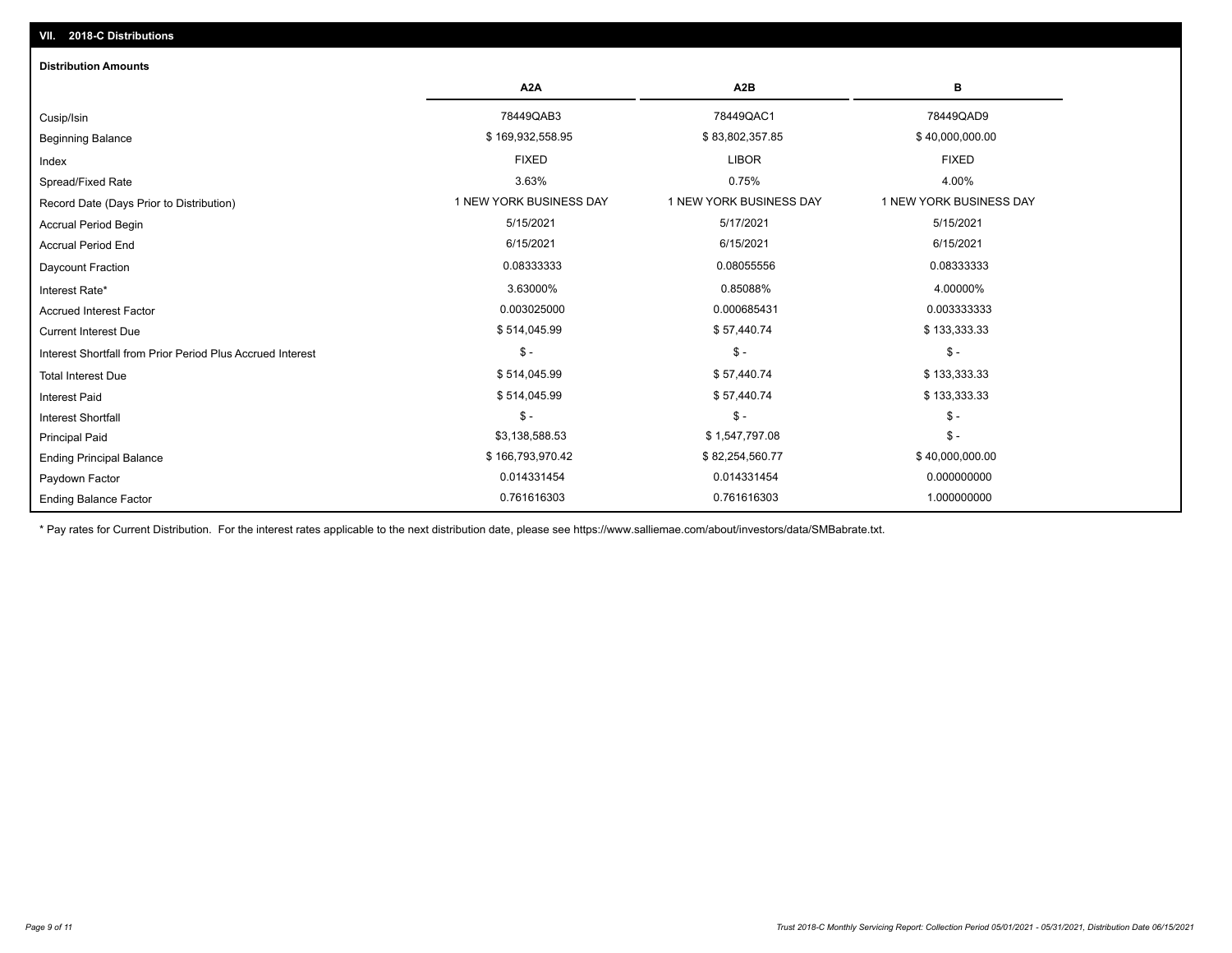## VII. 2018-C Distributions

### Distribution Amounts

| | A2A | A2B | B |
|---|---|---|---|
| Cusip/Isin | 78449QAB3 | 78449QAC1 | 78449QAD9 |
| Beginning Balance | $ 169,932,558.95 | $ 83,802,357.85 | $ 40,000,000.00 |
| Index | FIXED | LIBOR | FIXED |
| Spread/Fixed Rate | 3.63% | 0.75% | 4.00% |
| Record Date (Days Prior to Distribution) | 1 NEW YORK BUSINESS DAY | 1 NEW YORK BUSINESS DAY | 1 NEW YORK BUSINESS DAY |
| Accrual Period Begin | 5/15/2021 | 5/17/2021 | 5/15/2021 |
| Accrual Period End | 6/15/2021 | 6/15/2021 | 6/15/2021 |
| Daycount Fraction | 0.08333333 | 0.08055556 | 0.08333333 |
| Interest Rate* | 3.63000% | 0.85088% | 4.00000% |
| Accrued Interest Factor | 0.003025000 | 0.000685431 | 0.003333333 |
| Current Interest Due | $ 514,045.99 | $ 57,440.74 | $ 133,333.33 |
| Interest Shortfall from Prior Period Plus Accrued Interest | $ - | $ - | $ - |
| Total Interest Due | $ 514,045.99 | $ 57,440.74 | $ 133,333.33 |
| Interest Paid | $ 514,045.99 | $ 57,440.74 | $ 133,333.33 |
| Interest Shortfall | $ - | $ - | $ - |
| Principal Paid | $3,138,588.53 | $ 1,547,797.08 | $ - |
| Ending Principal Balance | $ 166,793,970.42 | $ 82,254,560.77 | $ 40,000,000.00 |
| Paydown Factor | 0.014331454 | 0.014331454 | 0.000000000 |
| Ending Balance Factor | 0.761616303 | 0.761616303 | 1.000000000 |

* Pay rates for Current Distribution. For the interest rates applicable to the next distribution date, please see https://www.salliemae.com/about/investors/data/SMBabrate.txt.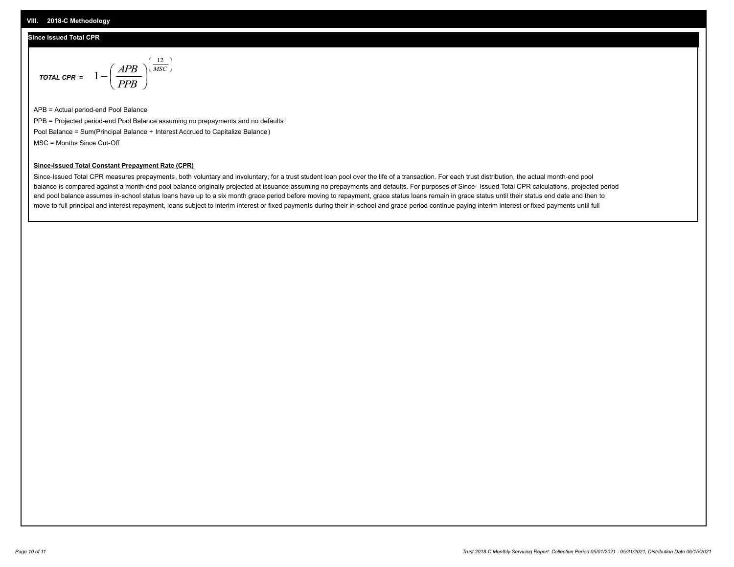## VIII. 2018-C Methodology

### Since Issued Total CPR

$$\textit{TOTAL CPR} = 1 - \left( \frac{APB}{PPB} \right)^{\left( \frac{12}{MSC} \right)}$$

APB = Actual period-end Pool Balance

PPB = Projected period-end Pool Balance assuming no prepayments and no defaults

Pool Balance = Sum(Principal Balance + Interest Accrued to Capitalize Balance)

MSC = Months Since Cut-Off

**Since-Issued Total Constant Prepayment Rate (CPR)**

Since-Issued Total CPR measures prepayments, both voluntary and involuntary, for a trust student loan pool over the life of a transaction. For each trust distribution, the actual month-end pool balance is compared against a month-end pool balance originally projected at issuance assuming no prepayments and defaults. For purposes of Since- Issued Total CPR calculations, projected period end pool balance assumes in-school status loans have up to a six month grace period before moving to repayment, grace status loans remain in grace status until their status end date and then to move to full principal and interest repayment, loans subject to interim interest or fixed payments during their in-school and grace period continue paying interim interest or fixed payments until full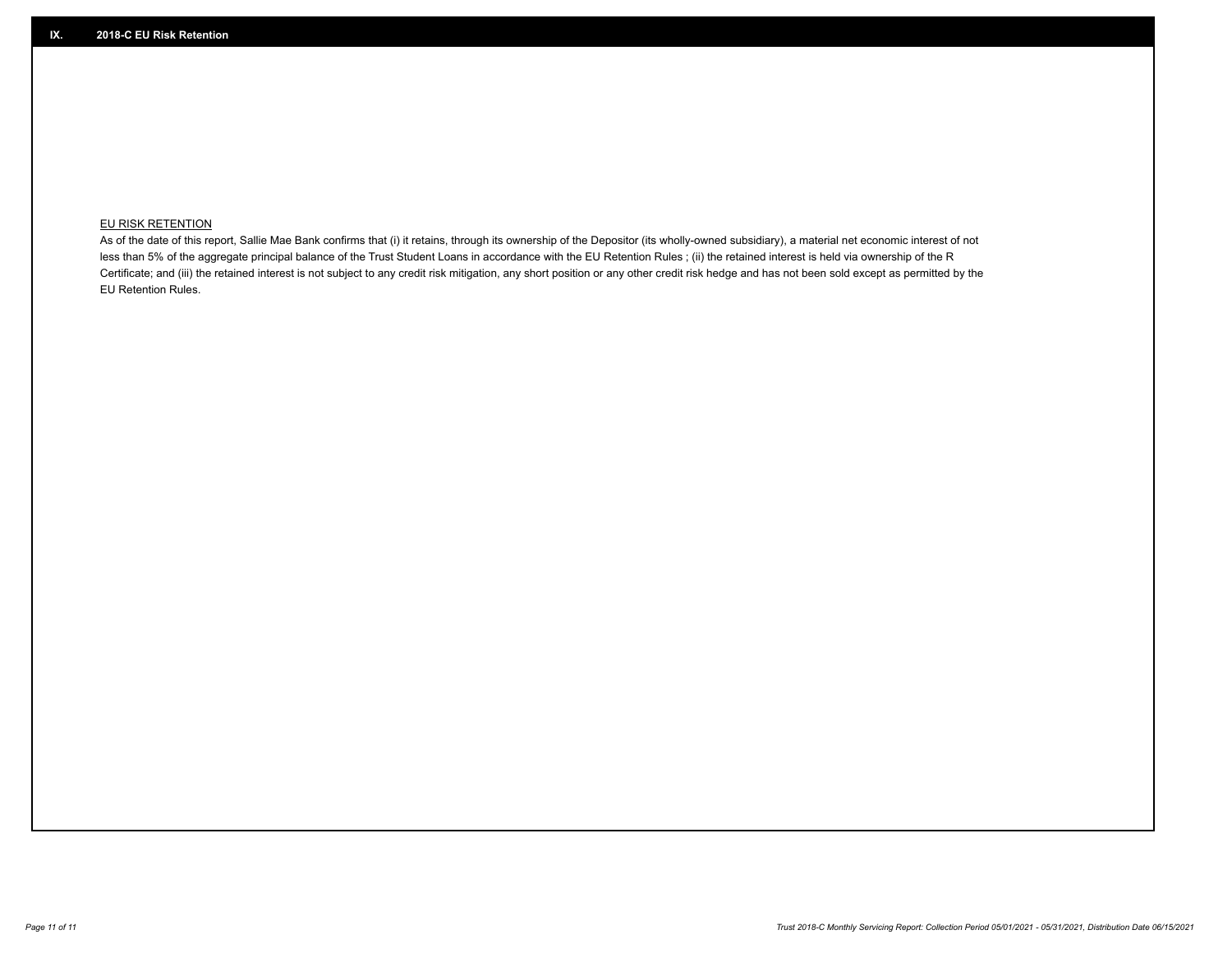## IX. 2018-C EU Risk Retention

EU RISK RETENTION

As of the date of this report, Sallie Mae Bank confirms that (i) it retains, through its ownership of the Depositor (its wholly-owned subsidiary), a material net economic interest of not less than 5% of the aggregate principal balance of the Trust Student Loans in accordance with the EU Retention Rules ; (ii) the retained interest is held via ownership of the R Certificate; and (iii) the retained interest is not subject to any credit risk mitigation, any short position or any other credit risk hedge and has not been sold except as permitted by the EU Retention Rules.